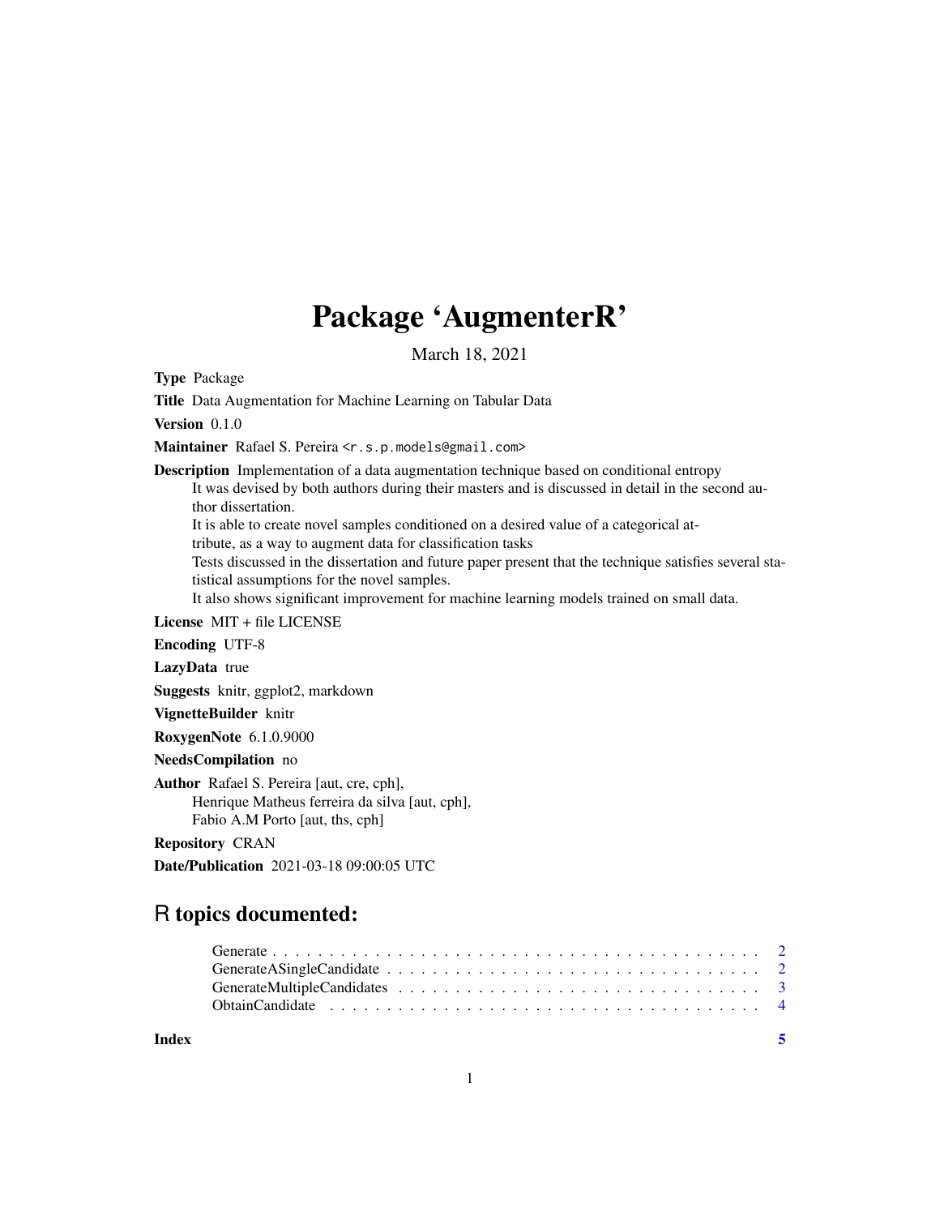# Package 'AugmenterR'

March 18, 2021

**Type** Package

**Title** Data Augmentation for Machine Learning on Tabular Data

**Version** 0.1.0

**Maintainer** Rafael S. Pereira <r.s.p.models@gmail.com>

**Description** Implementation of a data augmentation technique based on conditional entropy
It was devised by both authors during their masters and is discussed in detail in the second author dissertation.
It is able to create novel samples conditioned on a desired value of a categorical attribute, as a way to augment data for classification tasks
Tests discussed in the dissertation and future paper present that the technique satisfies several statistical assumptions for the novel samples.
It also shows significant improvement for machine learning models trained on small data.

**License** MIT + file LICENSE

**Encoding** UTF-8

**LazyData** true

**Suggests** knitr, ggplot2, markdown

**VignetteBuilder** knitr

**RoxygenNote** 6.1.0.9000

**NeedsCompilation** no

**Author** Rafael S. Pereira [aut, cre, cph],
Henrique Matheus ferreira da silva [aut, cph],
Fabio A.M Porto [aut, ths, cph]

**Repository** CRAN

**Date/Publication** 2021-03-18 09:00:05 UTC

## R topics documented:

- Generate . . . . . . . . . . . . . . . . . . . . . . . . . . . . . . . . . . . . . . . . . . . 2
- GenerateASingleCandidate . . . . . . . . . . . . . . . . . . . . . . . . . . . . . . . . . 2
- GenerateMultipleCandidates . . . . . . . . . . . . . . . . . . . . . . . . . . . . . . . . 3
- ObtainCandidate . . . . . . . . . . . . . . . . . . . . . . . . . . . . . . . . . . . . . . 4

**Index** 5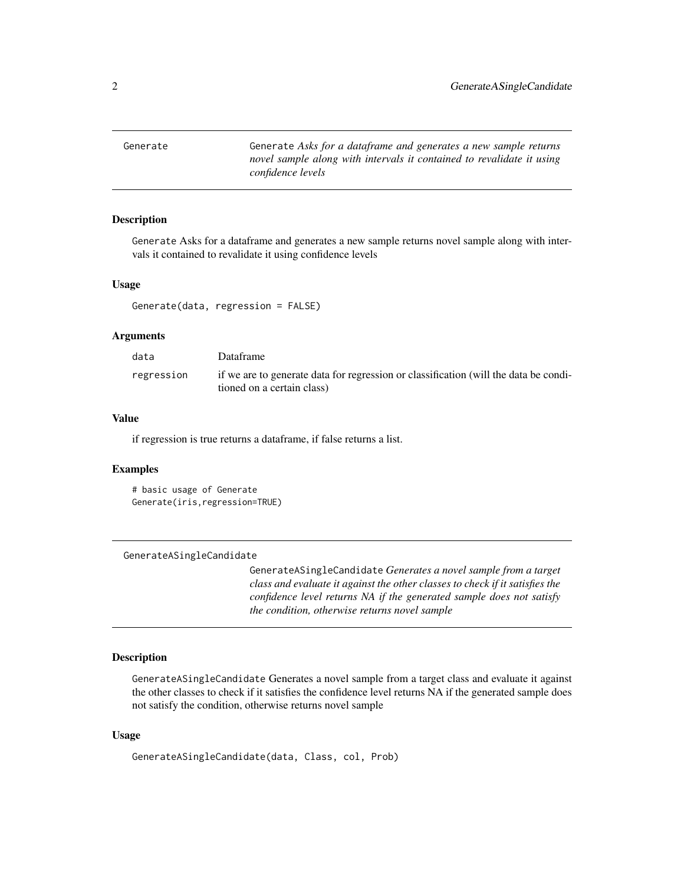## Generate

`Generate` *Asks for a dataframe and generates a new sample returns novel sample along with intervals it contained to revalidate it using confidence levels*

### Description

`Generate` Asks for a dataframe and generates a new sample returns novel sample along with intervals it contained to revalidate it using confidence levels

### Usage

```
Generate(data, regression = FALSE)
```

### Arguments

| | |
|---|---|
| `data` | Dataframe |
| `regression` | if we are to generate data for regression or classification (will the data be conditioned on a certain class) |

### Value

if regression is true returns a dataframe, if false returns a list.

### Examples

```
# basic usage of Generate
Generate(iris,regression=TRUE)
```

## GenerateASingleCandidate

`GenerateASingleCandidate` *Generates a novel sample from a target class and evaluate it against the other classes to check if it satisfies the confidence level returns NA if the generated sample does not satisfy the condition, otherwise returns novel sample*

### Description

`GenerateASingleCandidate` Generates a novel sample from a target class and evaluate it against the other classes to check if it satisfies the confidence level returns NA if the generated sample does not satisfy the condition, otherwise returns novel sample

### Usage

```
GenerateASingleCandidate(data, Class, col, Prob)
```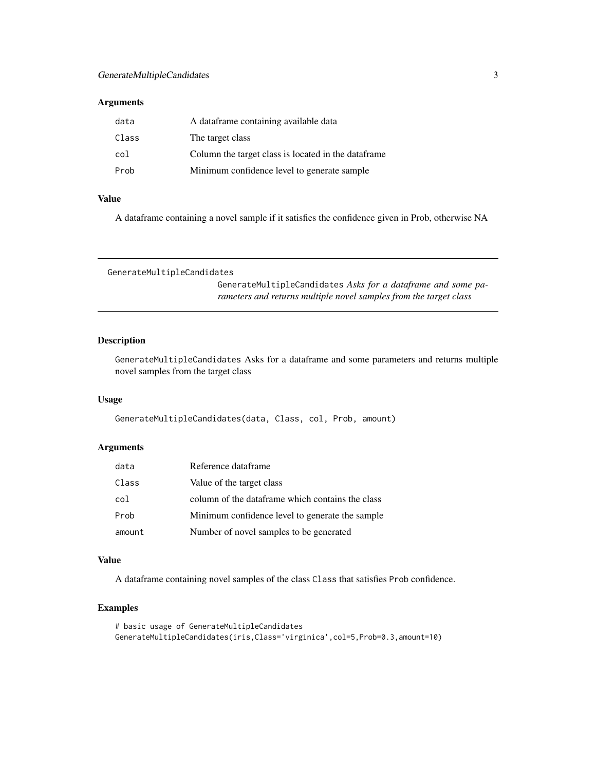### Arguments

| | |
|---|---|
| data | A dataframe containing available data |
| Class | The target class |
| col | Column the target class is located in the dataframe |
| Prob | Minimum confidence level to generate sample |

### Value

A dataframe containing a novel sample if it satisfies the confidence given in Prob, otherwise NA

---

## GenerateMultipleCandidates

*GenerateMultipleCandidates Asks for a dataframe and some parameters and returns multiple novel samples from the target class*

### Description

GenerateMultipleCandidates Asks for a dataframe and some parameters and returns multiple novel samples from the target class

### Usage

```
GenerateMultipleCandidates(data, Class, col, Prob, amount)
```

### Arguments

| | |
|---|---|
| data | Reference dataframe |
| Class | Value of the target class |
| col | column of the dataframe which contains the class |
| Prob | Minimum confidence level to generate the sample |
| amount | Number of novel samples to be generated |

### Value

A dataframe containing novel samples of the class Class that satisfies Prob confidence.

### Examples

```
# basic usage of GenerateMultipleCandidates
GenerateMultipleCandidates(iris,Class='virginica',col=5,Prob=0.3,amount=10)
```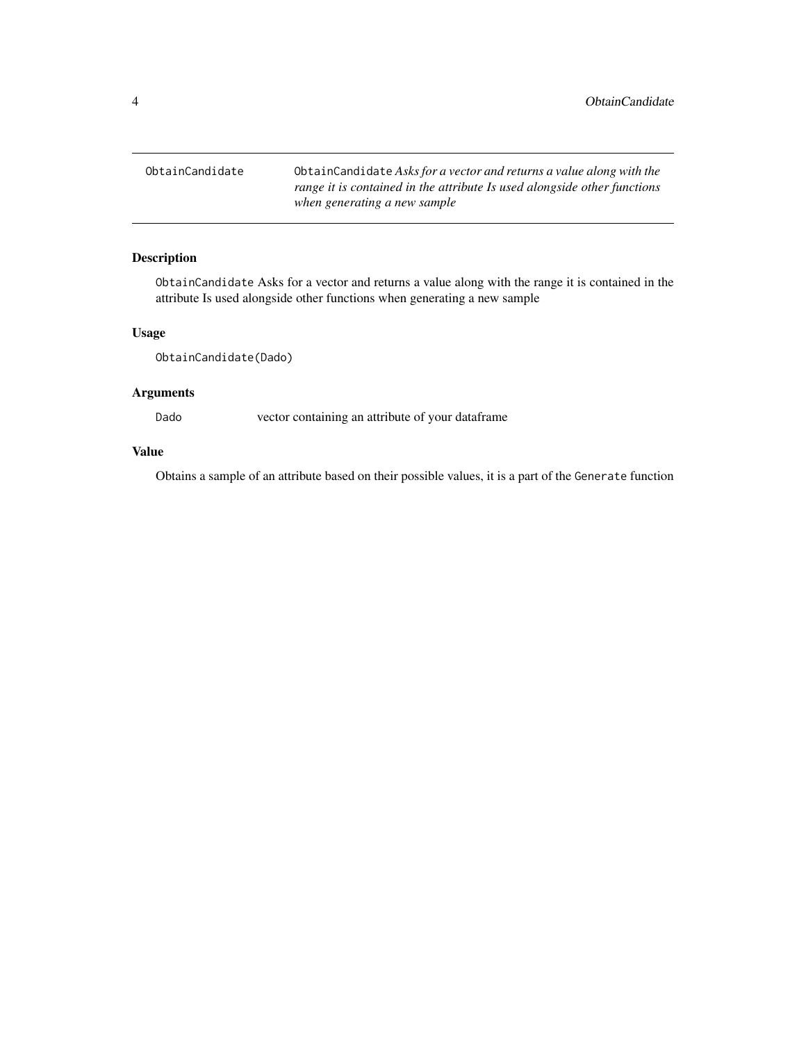| ObtainCandidate | ObtainCandidate *Asks for a vector and returns a value along with the range it is contained in the attribute Is used alongside other functions when generating a new sample* |
|---|---|

## Description

ObtainCandidate Asks for a vector and returns a value along with the range it is contained in the attribute Is used alongside other functions when generating a new sample

## Usage

```
ObtainCandidate(Dado)
```

## Arguments

| | |
|---|---|
| Dado | vector containing an attribute of your dataframe |

## Value

Obtains a sample of an attribute based on their possible values, it is a part of the Generate function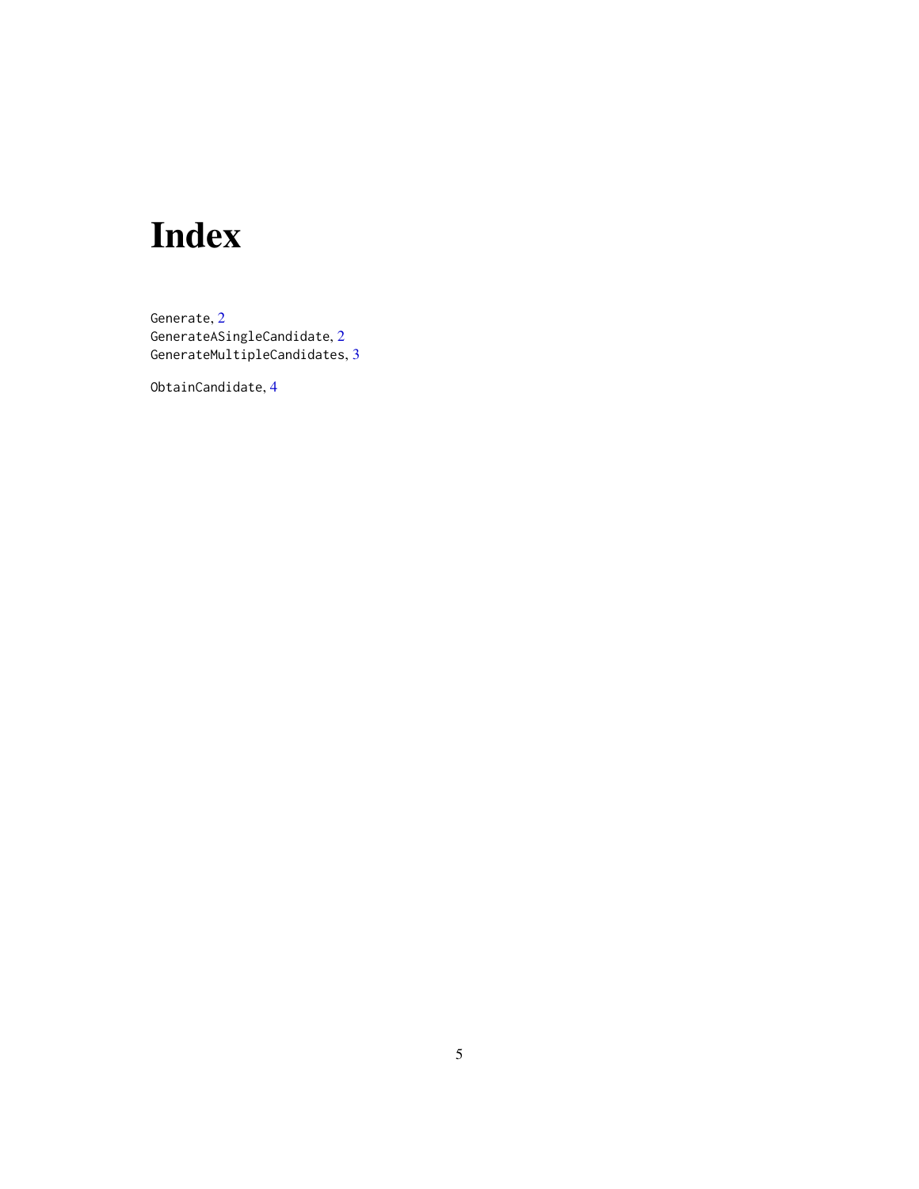# Index

Generate, 2
GenerateASingleCandidate, 2
GenerateMultipleCandidates, 3

ObtainCandidate, 4